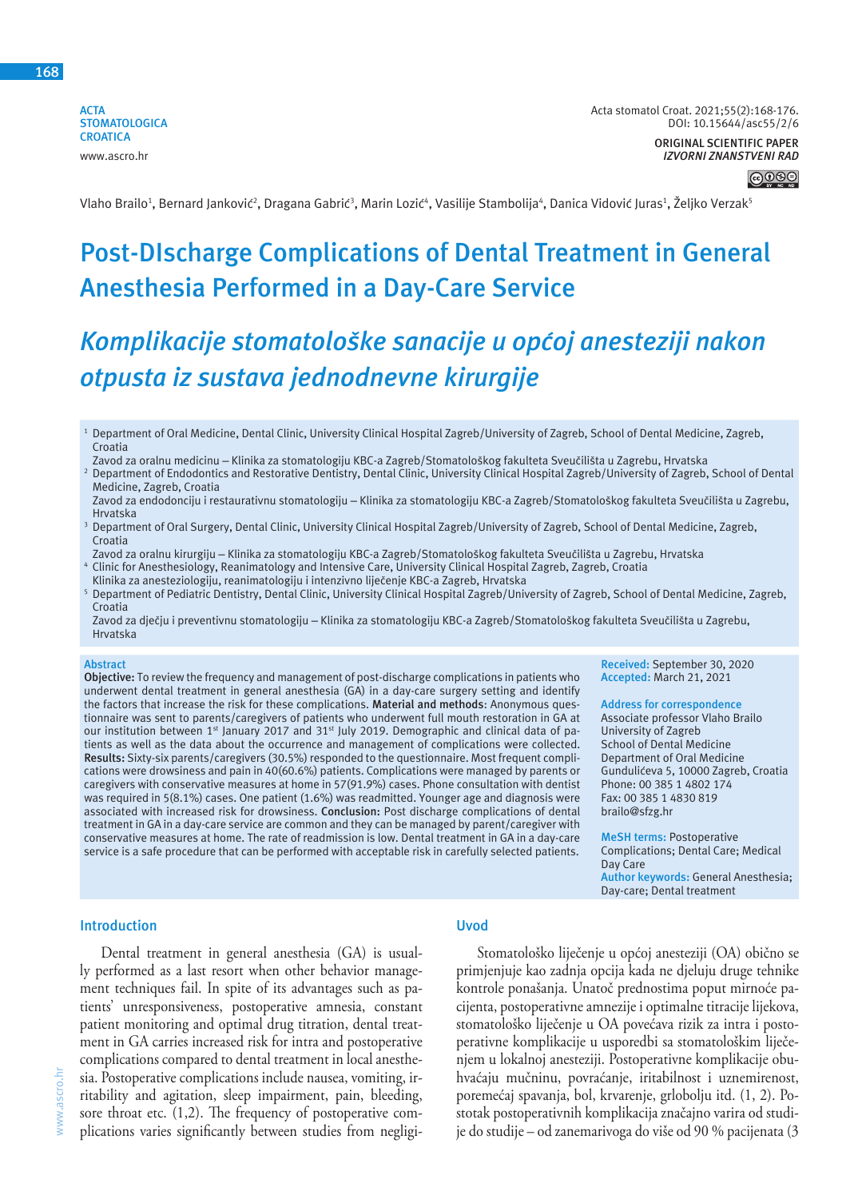ACTA STOMATOLOGICA CROATICA
www.ascro.hr

Acta stomatol Croat. 2021;55(2):168-176.
DOI: 10.15644/asc55/2/6

ORIGINAL SCIENTIFIC PAPER
*IZVORNI ZNANSTVENI RAD*

Vlaho Brailo[1], Bernard Janković[2], Dragana Gabrić[3], Marin Lozić[4], Vasilije Stambolija[4], Danica Vidović Juras[1], Željko Verzak[5]

# Post-DIscharge Complications of Dental Treatment in General Anesthesia Performed in a Day-Care Service

# *Komplikacije stomatološke sanacije u općoj anesteziji nakon otpusta iz sustava jednodnevne kirurgije*

[1] Department of Oral Medicine, Dental Clinic, University Clinical Hospital Zagreb/University of Zagreb, School of Dental Medicine, Zagreb, Croatia
Zavod za oralnu medicinu – Klinika za stomatologiju KBC-a Zagreb/Stomatološkog fakulteta Sveučilišta u Zagrebu, Hrvatska

[2] Department of Endodontics and Restorative Dentistry, Dental Clinic, University Clinical Hospital Zagreb/University of Zagreb, School of Dental Medicine, Zagreb, Croatia
Zavod za endodonciju i restaurativnu stomatologiju – Klinika za stomatologiju KBC-a Zagreb/Stomatološkog fakulteta Sveučilišta u Zagrebu, Hrvatska

[3] Department of Oral Surgery, Dental Clinic, University Clinical Hospital Zagreb/University of Zagreb, School of Dental Medicine, Zagreb, Croatia
Zavod za oralnu kirurgiju – Klinika za stomatologiju KBC-a Zagreb/Stomatološkog fakulteta Sveučilišta u Zagrebu, Hrvatska

[4] Clinic for Anesthesiology, Reanimatology and Intensive Care, University Clinical Hospital Zagreb, Zagreb, Croatia
Klinika za anesteziologiju, reanimatologiju i intenzivno liječenje KBC-a Zagreb, Hrvatska

[5] Department of Pediatric Dentistry, Dental Clinic, University Clinical Hospital Zagreb/University of Zagreb, School of Dental Medicine, Zagreb, Croatia
Zavod za dječju i preventivnu stomatologiju – Klinika za stomatologiju KBC-a Zagreb/Stomatološkog fakulteta Sveučilišta u Zagrebu, Hrvatska

## Abstract

**Objective:** To review the frequency and management of post-discharge complications in patients who underwent dental treatment in general anesthesia (GA) in a day-care surgery setting and identify the factors that increase the risk for these complications. **Material and methods**: Anonymous questionnaire was sent to parents/caregivers of patients who underwent full mouth restoration in GA at our institution between 1st January 2017 and 31st July 2019. Demographic and clinical data of patients as well as the data about the occurrence and management of complications were collected. **Results:** Sixty-six parents/caregivers (30.5%) responded to the questionnaire. Most frequent complications were drowsiness and pain in 40(60.6%) patients. Complications were managed by parents or caregivers with conservative measures at home in 57(91.9%) cases. Phone consultation with dentist was required in 5(8.1%) cases. One patient (1.6%) was readmitted. Younger age and diagnosis were associated with increased risk for drowsiness. **Conclusion:** Post discharge complications of dental treatment in GA in a day-care service are common and they can be managed by parent/caregiver with conservative measures at home. The rate of readmission is low. Dental treatment in GA in a day-care service is a safe procedure that can be performed with acceptable risk in carefully selected patients.

**Received:** September 30, 2020
**Accepted:** March 21, 2021

**Address for correspondence**
Associate professor Vlaho Brailo
University of Zagreb
School of Dental Medicine
Department of Oral Medicine
Gundulićeva 5, 10000 Zagreb, Croatia
Phone: 00 385 1 4802 174
Fax: 00 385 1 4830 819
brailo@sfzg.hr

**MeSH terms:** Postoperative Complications; Dental Care; Medical Day Care
**Author keywords:** General Anesthesia; Day-care; Dental treatment

## Introduction

Dental treatment in general anesthesia (GA) is usually performed as a last resort when other behavior management techniques fail. In spite of its advantages such as patients' unresponsiveness, postoperative amnesia, constant patient monitoring and optimal drug titration, dental treatment in GA carries increased risk for intra and postoperative complications compared to dental treatment in local anesthesia. Postoperative complications include nausea, vomiting, irritability and agitation, sleep impairment, pain, bleeding, sore throat etc. (1,2). The frequency of postoperative complications varies significantly between studies from negligi-

## Uvod

Stomatološko liječenje u općoj anesteziji (OA) obično se primjenjuje kao zadnja opcija kada ne djeluju druge tehnike kontrole ponašanja. Unatoč prednostima poput mirnoće pacijenta, postoperativne amnezije i optimalne titracije lijekova, stomatološko liječenje u OA povećava rizik za intra i postoperativne komplikacije u usporedbi sa stomatološkim liječenjem u lokalnoj anesteziji. Postoperativne komplikacije obuhvaćaju mučninu, povraćanje, iritabilnost i uznemirenost, poremećaj spavanja, bol, krvarenje, grlobolju itd. (1, 2). Postotak postoperativnih komplikacija značajno varira od studije do studije – od zanemarivoga do više od 90 % pacijenata (3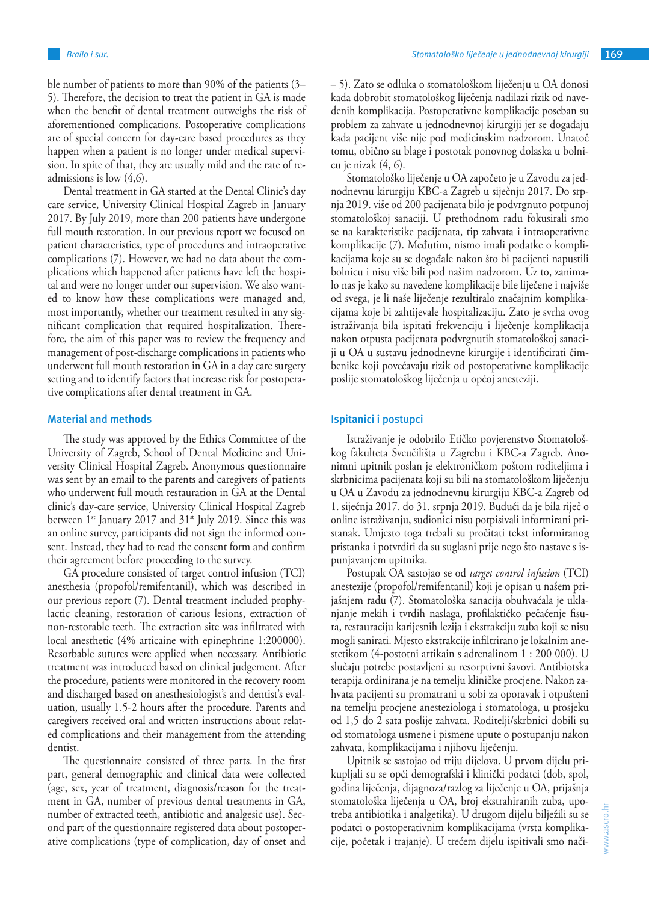ble number of patients to more than 90% of the patients (3–5). Therefore, the decision to treat the patient in GA is made when the benefit of dental treatment outweighs the risk of aforementioned complications. Postoperative complications are of special concern for day-care based procedures as they happen when a patient is no longer under medical supervision. In spite of that, they are usually mild and the rate of readmissions is low (4,6).

Dental treatment in GA started at the Dental Clinic's day care service, University Clinical Hospital Zagreb in January 2017. By July 2019, more than 200 patients have undergone full mouth restoration. In our previous report we focused on patient characteristics, type of procedures and intraoperative complications (7). However, we had no data about the complications which happened after patients have left the hospital and were no longer under our supervision. We also wanted to know how these complications were managed and, most importantly, whether our treatment resulted in any significant complication that required hospitalization. Therefore, the aim of this paper was to review the frequency and management of post-discharge complications in patients who underwent full mouth restoration in GA in a day care surgery setting and to identify factors that increase risk for postoperative complications after dental treatment in GA.

## Material and methods

The study was approved by the Ethics Committee of the University of Zagreb, School of Dental Medicine and University Clinical Hospital Zagreb. Anonymous questionnaire was sent by an email to the parents and caregivers of patients who underwent full mouth restauration in GA at the Dental clinic's day-care service, University Clinical Hospital Zagreb between 1st January 2017 and 31st July 2019. Since this was an online survey, participants did not sign the informed consent. Instead, they had to read the consent form and confirm their agreement before proceeding to the survey.

GA procedure consisted of target control infusion (TCI) anesthesia (propofol/remifentanil), which was described in our previous report (7). Dental treatment included prophylactic cleaning, restoration of carious lesions, extraction of non-restorable teeth. The extraction site was infiltrated with local anesthetic (4% articaine with epinephrine 1:200000). Resorbable sutures were applied when necessary. Antibiotic treatment was introduced based on clinical judgement. After the procedure, patients were monitored in the recovery room and discharged based on anesthesiologist's and dentist's evaluation, usually 1.5-2 hours after the procedure. Parents and caregivers received oral and written instructions about related complications and their management from the attending dentist.

The questionnaire consisted of three parts. In the first part, general demographic and clinical data were collected (age, sex, year of treatment, diagnosis/reason for the treatment in GA, number of previous dental treatments in GA, number of extracted teeth, antibiotic and analgesic use). Second part of the questionnaire registered data about postoperative complications (type of complication, day of onset and

– 5). Zato se odluka o stomatološkom liječenju u OA donosi kada dobrobit stomatološkog liječenja nadilazi rizik od navedenih komplikacija. Postoperativne komplikacije poseban su problem za zahvate u jednodnevnoj kirurgiji jer se događaju kada pacijent više nije pod medicinskim nadzorom. Unatoč tomu, obično su blage i postotak ponovnog dolaska u bolnicu je nizak (4, 6).

Stomatološko liječenje u OA započeto je u Zavodu za jednodnevnu kirurgiju KBC-a Zagreb u siječnju 2017. Do srpnja 2019. više od 200 pacijenata bilo je podvrgnuto potpunoj stomatološkoj sanaciji. U prethodnom radu fokusirali smo se na karakteristike pacijenata, tip zahvata i intraoperativne komplikacije (7). Međutim, nismo imali podatke o komplikacijama koje su se događale nakon što bi pacijenti napustili bolnicu i nisu više bili pod našim nadzorom. Uz to, zanimalo nas je kako su navedene komplikacije bile liječene i najviše od svega, je li naše liječenje rezultiralo značajnim komplikacijama koje bi zahtijevale hospitalizaciju. Zato je svrha ovog istraživanja bila ispitati frekvenciju i liječenje komplikacija nakon otpusta pacijenata podvrgnutih stomatološkoj sanaciji u OA u sustavu jednodnevne kirurgije i identificirati čimbenike koji povećavaju rizik od postoperativne komplikacije poslije stomatološkog liječenja u općoj anesteziji.

## Ispitanici i postupci

Istraživanje je odobrilo Etičko povjerenstvo Stomatološkog fakulteta Sveučilišta u Zagrebu i KBC-a Zagreb. Anonimni upitnik poslan je elektroničkom poštom roditeljima i skrbnicima pacijenata koji su bili na stomatološkom liječenju u OA u Zavodu za jednodnevnu kirurgiju KBC-a Zagreb od 1. siječnja 2017. do 31. srpnja 2019. Budući da je bila riječ o online istraživanju, sudionici nisu potpisivali informirani pristanak. Umjesto toga trebali su pročitati tekst informiranog pristanka i potvrditi da su suglasni prije nego što nastave s ispunjavanjem upitnika.

Postupak OA sastojao se od *target control infusion* (TCI) anestezije (propofol/remifentanil) koji je opisan u našem prijašnjem radu (7). Stomatološka sanacija obuhvaćala je uklanjanje mekih i tvrdih naslaga, profilaktičko pečaćenje fisura, restauraciju karijesnih lezija i ekstrakciju zuba koji se nisu mogli sanirati. Mjesto ekstrakcije infiltrirano je lokalnim anestetikom (4-postotni artikain s adrenalinom 1 : 200 000). U slučaju potrebe postavljeni su resorptivni šavovi. Antibiotska terapija ordinirana je na temelju kliničke procjene. Nakon zahvata pacijenti su promatrani u sobi za oporavak i otpušteni na temelju procjene anesteziologa i stomatologa, u prosjeku od 1,5 do 2 sata poslije zahvata. Roditelji/skrbnici dobili su od stomatologa usmene i pismene upute o postupanju nakon zahvata, komplikacijama i njihovu liječenju.

Upitnik se sastojao od triju dijelova. U prvom dijelu prikupljali su se opći demografski i klinički podatci (dob, spol, godina liječenja, dijagnoza/razlog za liječenje u OA, prijašnja stomatološka liječenja u OA, broj ekstrahiranih zuba, upotreba antibiotika i analgetika). U drugom dijelu bilježili su se podatci o postoperativnim komplikacijama (vrsta komplikacije, početak i trajanje). U trećem dijelu ispitivali smo nači-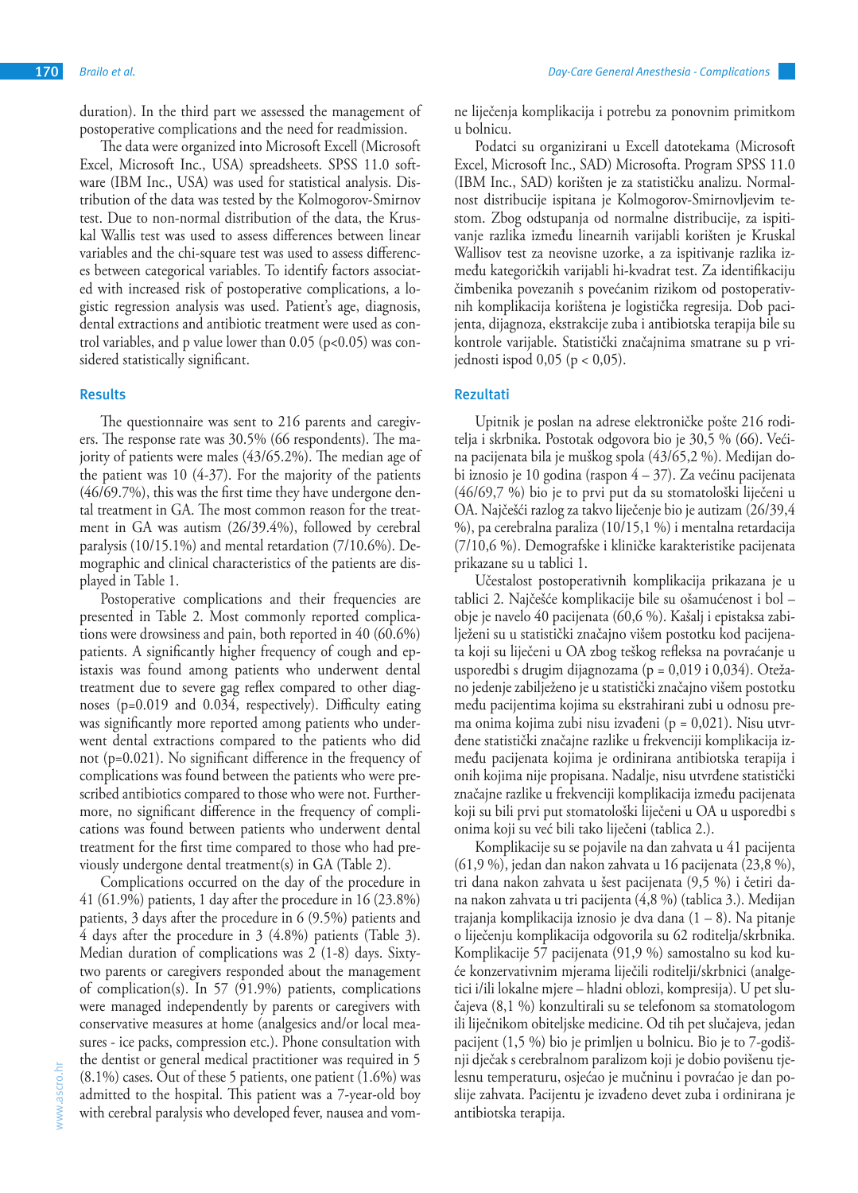duration). In the third part we assessed the management of postoperative complications and the need for readmission.

The data were organized into Microsoft Excell (Microsoft Excel, Microsoft Inc., USA) spreadsheets. SPSS 11.0 software (IBM Inc., USA) was used for statistical analysis. Distribution of the data was tested by the Kolmogorov-Smirnov test. Due to non-normal distribution of the data, the Kruskal Wallis test was used to assess differences between linear variables and the chi-square test was used to assess differences between categorical variables. To identify factors associated with increased risk of postoperative complications, a logistic regression analysis was used. Patient's age, diagnosis, dental extractions and antibiotic treatment were used as control variables, and p value lower than 0.05 ($p<0.05$) was considered statistically significant.

## Results

The questionnaire was sent to 216 parents and caregivers. The response rate was 30.5% (66 respondents). The majority of patients were males (43/65.2%). The median age of the patient was 10 (4-37). For the majority of the patients (46/69.7%), this was the first time they have undergone dental treatment in GA. The most common reason for the treatment in GA was autism (26/39.4%), followed by cerebral paralysis (10/15.1%) and mental retardation (7/10.6%). Demographic and clinical characteristics of the patients are displayed in Table 1.

Postoperative complications and their frequencies are presented in Table 2. Most commonly reported complications were drowsiness and pain, both reported in 40 (60.6%) patients. A significantly higher frequency of cough and epistaxis was found among patients who underwent dental treatment due to severe gag reflex compared to other diagnoses ($p=0.019$ and $0.034$, respectively). Difficulty eating was significantly more reported among patients who underwent dental extractions compared to the patients who did not ($p=0.021$). No significant difference in the frequency of complications was found between the patients who were prescribed antibiotics compared to those who were not. Furthermore, no significant difference in the frequency of complications was found between patients who underwent dental treatment for the first time compared to those who had previously undergone dental treatment(s) in GA (Table 2).

Complications occurred on the day of the procedure in 41 (61.9%) patients, 1 day after the procedure in 16 (23.8%) patients, 3 days after the procedure in 6 (9.5%) patients and 4 days after the procedure in 3 (4.8%) patients (Table 3). Median duration of complications was 2 (1-8) days. Sixty-two parents or caregivers responded about the management of complication(s). In 57 (91.9%) patients, complications were managed independently by parents or caregivers with conservative measures at home (analgesics and/or local measures - ice packs, compression etc.). Phone consultation with the dentist or general medical practitioner was required in 5 (8.1%) cases. Out of these 5 patients, one patient (1.6%) was admitted to the hospital. This patient was a 7-year-old boy with cerebral paralysis who developed fever, nausea and vom-

ne liječenja komplikacija i potrebu za ponovnim primitkom u bolnicu.

Podatci su organizirani u Excell datotekama (Microsoft Excel, Microsoft Inc., SAD) Microsofta. Program SPSS 11.0 (IBM Inc., SAD) korišten je za statističku analizu. Normalnost distribucije ispitana je Kolmogorov-Smirnovljevim testom. Zbog odstupanja od normalne distribucije, za ispitivanje razlika između linearnih varijabli korišten je Kruskal Wallisov test za neovisne uzorke, a za ispitivanje razlika između kategoričkih varijabli hi-kvadrat test. Za identifikaciju čimbenika povezanih s povećanim rizikom od postoperativnih komplikacija korištena je logistička regresija. Dob pacijenta, dijagnoza, ekstrakcije zuba i antibiotska terapija bile su kontrole varijable. Statistički značajnima smatrane su p vrijednosti ispod 0,05 ($p < 0,05$).

## Rezultati

Upitnik je poslan na adrese elektroničke pošte 216 roditelja i skrbnika. Postotak odgovora bio je 30,5 % (66). Većina pacijenata bila je muškog spola (43/65,2 %). Medijan dobi iznosio je 10 godina (raspon 4 – 37). Za većinu pacijenata (46/69,7 %) bio je to prvi put da su stomatološki liječeni u OA. Najčešći razlog za takvo liječenje bio je autizam (26/39,4 %), pa cerebralna paraliza (10/15,1 %) i mentalna retardacija (7/10,6 %). Demografske i kliničke karakteristike pacijenata prikazane su u tablici 1.

Učestalost postoperativnih komplikacija prikazana je u tablici 2. Najčešće komplikacije bile su ošamućenost i bol – obje je navelo 40 pacijenata (60,6 %). Kašalj i epistaksa zabilježeni su u statistički značajno višem postotku kod pacijenata koji su liječeni u OA zbog teškog refleksa na povraćanje u usporedbi s drugim dijagnozama ($p = 0,019$ i $0,034$). Otežano jedenje zabilježeno je u statistički značajno višem postotku među pacijentima kojima su ekstrahirani zubi u odnosu prema onima kojima zubi nisu izvađeni ($p = 0,021$). Nisu utvrđene statistički značajne razlike u frekvenciji komplikacija između pacijenata kojima je ordinirana antibiotska terapija i onih kojima nije propisana. Nadalje, nisu utvrđene statistički značajne razlike u frekvenciji komplikacija između pacijenata koji su bili prvi put stomatološki liječeni u OA u usporedbi s onima koji su već bili tako liječeni (tablica 2.).

Komplikacije su se pojavile na dan zahvata u 41 pacijenta (61,9 %), jedan dan nakon zahvata u 16 pacijenata (23,8 %), tri dana nakon zahvata u šest pacijenata (9,5 %) i četiri dana nakon zahvata u tri pacijenta (4,8 %) (tablica 3.). Medijan trajanja komplikacija iznosio je dva dana (1 – 8). Na pitanje o liječenju komplikacija odgovorila su 62 roditelja/skrbnika. Komplikacije 57 pacijenata (91,9 %) samostalno su kod kuće konzervativnim mjerama liječili roditelji/skrbnici (analgetici i/ili lokalne mjere – hladni oblozi, kompresija). U pet slučajeva (8,1 %) konzultirali su se telefonom sa stomatologom ili liječnikom obiteljske medicine. Od tih pet slučajeva, jedan pacijent (1,5 %) bio je primljen u bolnicu. Bio je to 7-godišnji dječak s cerebralnom paralizom koji je dobio povišenu tjelesnu temperaturu, osjećao je mučninu i povraćao je dan poslije zahvata. Pacijentu je izvađeno devet zuba i ordinirana je antibiotska terapija.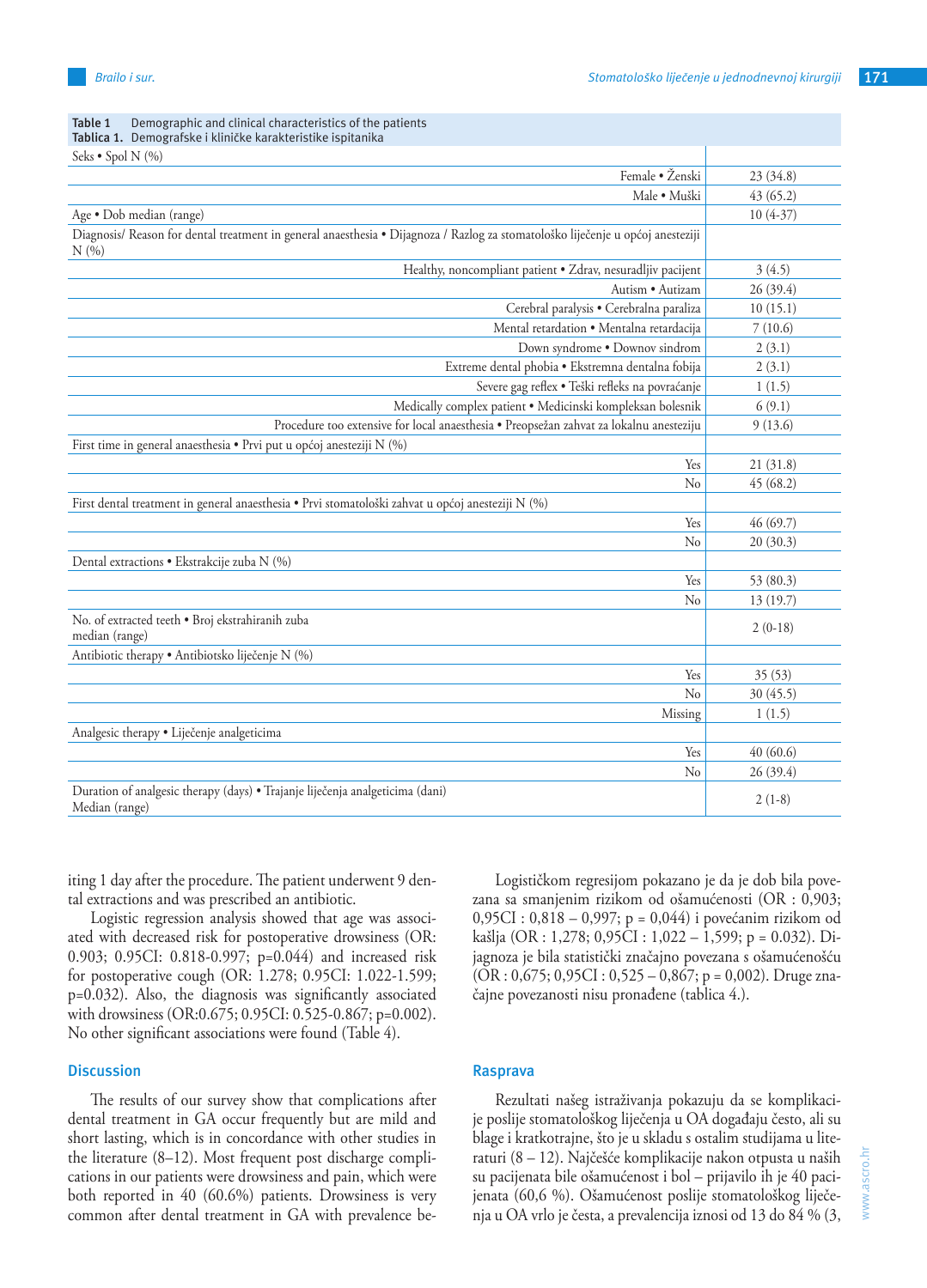**Table 1** Demographic and clinical characteristics of the patients
**Tablica 1.** Demografske i kliničke karakteristike ispitanika

| | |
|---|---|
| Seks • Spol N (%) | |
| Female • Ženski | 23 (34.8) |
| Male • Muški | 43 (65.2) |
| Age • Dob median (range) | 10 (4-37) |
| Diagnosis/ Reason for dental treatment in general anaesthesia • Dijagnoza / Razlog za stomatološko liječenje u općoj anesteziji N (%) | |
| Healthy, noncompliant patient • Zdrav, nesuradljiv pacijent | 3 (4.5) |
| Autism • Autizam | 26 (39.4) |
| Cerebral paralysis • Cerebralna paraliza | 10 (15.1) |
| Mental retardation • Mentalna retardacija | 7 (10.6) |
| Down syndrome • Downov sindrom | 2 (3.1) |
| Extreme dental phobia • Ekstremna dentalna fobija | 2 (3.1) |
| Severe gag reflex • Teški refleks na povraćanje | 1 (1.5) |
| Medically complex patient • Medicinski kompleksan bolesnik | 6 (9.1) |
| Procedure too extensive for local anaesthesia • Preopsežan zahvat za lokalnu anesteziju | 9 (13.6) |
| First time in general anaesthesia • Prvi put u općoj anesteziji N (%) | |
| Yes | 21 (31.8) |
| No | 45 (68.2) |
| First dental treatment in general anaesthesia • Prvi stomatološki zahvat u općoj anesteziji N (%) | |
| Yes | 46 (69.7) |
| No | 20 (30.3) |
| Dental extractions • Ekstrakcije zuba N (%) | |
| Yes | 53 (80.3) |
| No | 13 (19.7) |
| No. of extracted teeth • Broj ekstrahiranih zuba median (range) | 2 (0-18) |
| Antibiotic therapy • Antibiotsko liječenje N (%) | |
| Yes | 35 (53) |
| No | 30 (45.5) |
| Missing | 1 (1.5) |
| Analgesic therapy • Liječenje analgeticima | |
| Yes | 40 (60.6) |
| No | 26 (39.4) |
| Duration of analgesic therapy (days) • Trajanje liječenja analgeticima (dani) Median (range) | 2 (1-8) |

iting 1 day after the procedure. The patient underwent 9 dental extractions and was prescribed an antibiotic.

Logistic regression analysis showed that age was associated with decreased risk for postoperative drowsiness (OR: 0.903; 0.95CI: 0.818-0.997; p=0.044) and increased risk for postoperative cough (OR: 1.278; 0.95CI: 1.022-1.599; p=0.032). Also, the diagnosis was significantly associated with drowsiness (OR:0.675; 0.95CI: 0.525-0.867; p=0.002). No other significant associations were found (Table 4).

## Discussion

The results of our survey show that complications after dental treatment in GA occur frequently but are mild and short lasting, which is in concordance with other studies in the literature (8–12). Most frequent post discharge complications in our patients were drowsiness and pain, which were both reported in 40 (60.6%) patients. Drowsiness is very common after dental treatment in GA with prevalence be-

Logističkom regresijom pokazano je da je dob bila povezana sa smanjenim rizikom od ošamućenosti (OR : 0,903; 0,95CI : 0,818 – 0,997; p = 0,044) i povećanim rizikom od kašlja (OR : 1,278; 0,95CI : 1,022 – 1,599; p = 0.032). Dijagnoza je bila statistički značajno povezana s ošamućenošću (OR : 0,675; 0,95CI : 0,525 – 0,867; p = 0,002). Druge značajne povezanosti nisu pronađene (tablica 4.).

## Rasprava

Rezultati našeg istraživanja pokazuju da se komplikacije poslije stomatološkog liječenja u OA događaju često, ali su blage i kratkotrajne, što je u skladu s ostalim studijama u literaturi (8 – 12). Najčešće komplikacije nakon otpusta u naših su pacijenata bile ošamućenost i bol – prijavilo ih je 40 pacijenata (60,6 %). Ošamućenost poslije stomatološkog liječenja u OA vrlo je česta, a prevalencija iznosi od 13 do 84 % (3,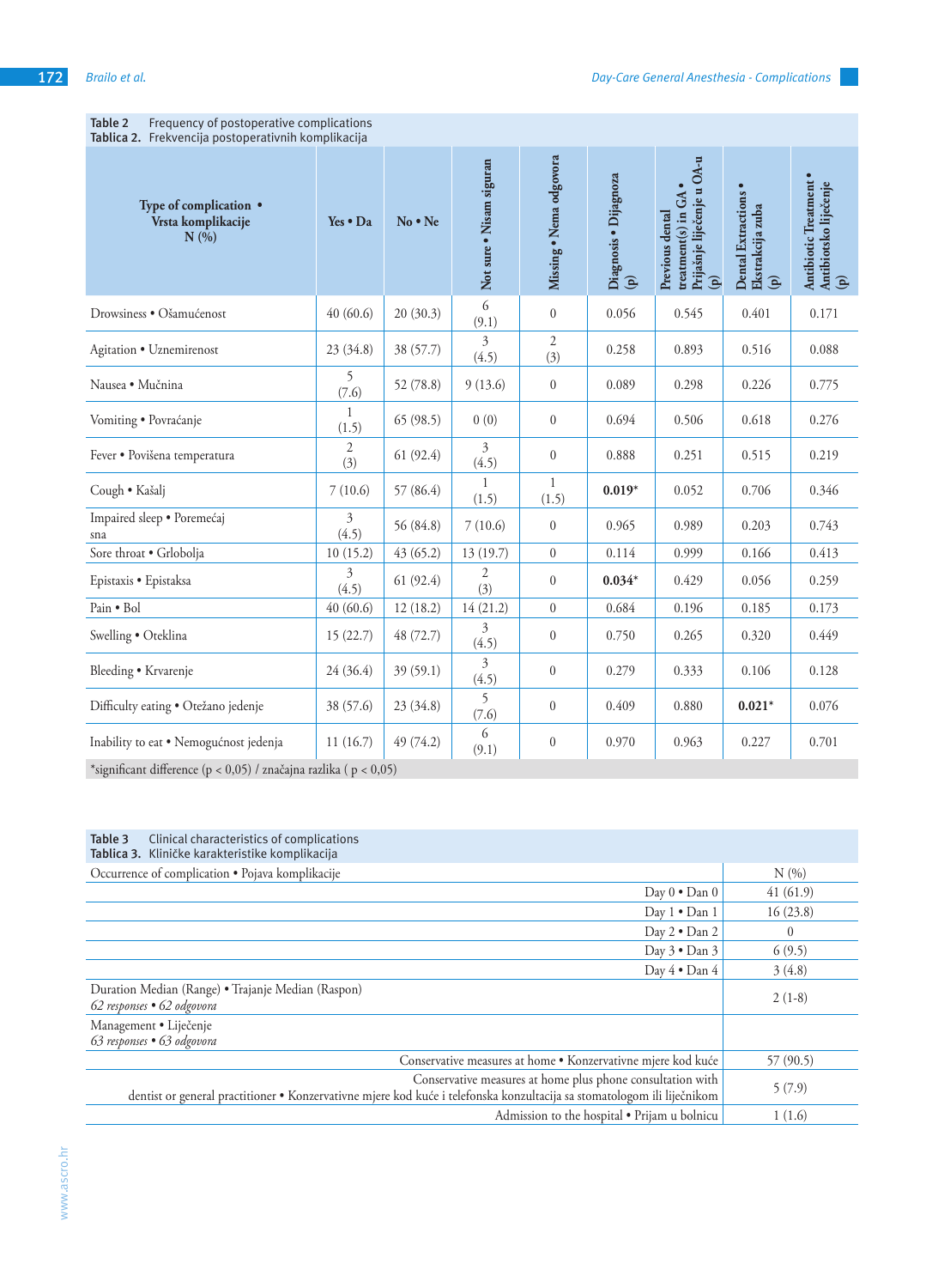**Table 2** Frequency of postoperative complications
**Tablica 2.** Frekvencija postoperativnih komplikacija

| Type of complication • Vrsta komplikacije N (%) | Yes • Da | No • Ne | Not sure • Nisam siguran | Missing • Nema odgovora | Diagnosis • Dijagnoza (p) | Previous dental treatment(s) in GA • Prijašnje liječenje u OA-u (p) | Dental Extractions • Ekstrakcija zuba (p) | Antibiotic Treatment • Antibiotsko liječenje (p) |
|---|---|---|---|---|---|---|---|---|
| Drowsiness • Ošamućenost | 40 (60.6) | 20 (30.3) | 6 (9.1) | 0 | 0.056 | 0.545 | 0.401 | 0.171 |
| Agitation • Uznemirenost | 23 (34.8) | 38 (57.7) | 3 (4.5) | 2 (3) | 0.258 | 0.893 | 0.516 | 0.088 |
| Nausea • Mučnina | 5 (7.6) | 52 (78.8) | 9 (13.6) | 0 | 0.089 | 0.298 | 0.226 | 0.775 |
| Vomiting • Povraćanje | 1 (1.5) | 65 (98.5) | 0 (0) | 0 | 0.694 | 0.506 | 0.618 | 0.276 |
| Fever • Povišena temperatura | 2 (3) | 61 (92.4) | 3 (4.5) | 0 | 0.888 | 0.251 | 0.515 | 0.219 |
| Cough • Kašalj | 7 (10.6) | 57 (86.4) | 1 (1.5) | 1 (1.5) | **0.019*** | 0.052 | 0.706 | 0.346 |
| Impaired sleep • Poremećaj sna | 3 (4.5) | 56 (84.8) | 7 (10.6) | 0 | 0.965 | 0.989 | 0.203 | 0.743 |
| Sore throat • Grlobolja | 10 (15.2) | 43 (65.2) | 13 (19.7) | 0 | 0.114 | 0.999 | 0.166 | 0.413 |
| Epistaxis • Epistaksa | 3 (4.5) | 61 (92.4) | 2 (3) | 0 | **0.034*** | 0.429 | 0.056 | 0.259 |
| Pain • Bol | 40 (60.6) | 12 (18.2) | 14 (21.2) | 0 | 0.684 | 0.196 | 0.185 | 0.173 |
| Swelling • Oteklina | 15 (22.7) | 48 (72.7) | 3 (4.5) | 0 | 0.750 | 0.265 | 0.320 | 0.449 |
| Bleeding • Krvarenje | 24 (36.4) | 39 (59.1) | 3 (4.5) | 0 | 0.279 | 0.333 | 0.106 | 0.128 |
| Difficulty eating • Otežano jedenje | 38 (57.6) | 23 (34.8) | 5 (7.6) | 0 | 0.409 | 0.880 | **0.021*** | 0.076 |
| Inability to eat • Nemogućnost jedenja | 11 (16.7) | 49 (74.2) | 6 (9.1) | 0 | 0.970 | 0.963 | 0.227 | 0.701 |

*significant difference (p < 0,05) / značajna razlika ( p < 0,05)

**Table 3** Clinical characteristics of complications
**Tablica 3.** Kliničke karakteristike komplikacija

| Occurrence of complication • Pojava komplikacije | N (%) |
|---|---|
| Day 0 • Dan 0 | 41 (61.9) |
| Day 1 • Dan 1 | 16 (23.8) |
| Day 2 • Dan 2 | 0 |
| Day 3 • Dan 3 | 6 (9.5) |
| Day 4 • Dan 4 | 3 (4.8) |
| Duration Median (Range) • Trajanje Median (Raspon) *62 responses • 62 odgovora* | 2 (1-8) |
| Management • Liječenje *63 responses • 63 odgovora* | |
| Conservative measures at home • Konzervativne mjere kod kuće | 57 (90.5) |
| Conservative measures at home plus phone consultation with dentist or general practitioner • Konzervativne mjere kod kuće i telefonska konzultacija sa stomatologom ili liječnikom | 5 (7.9) |
| Admission to the hospital • Prijam u bolnicu | 1 (1.6) |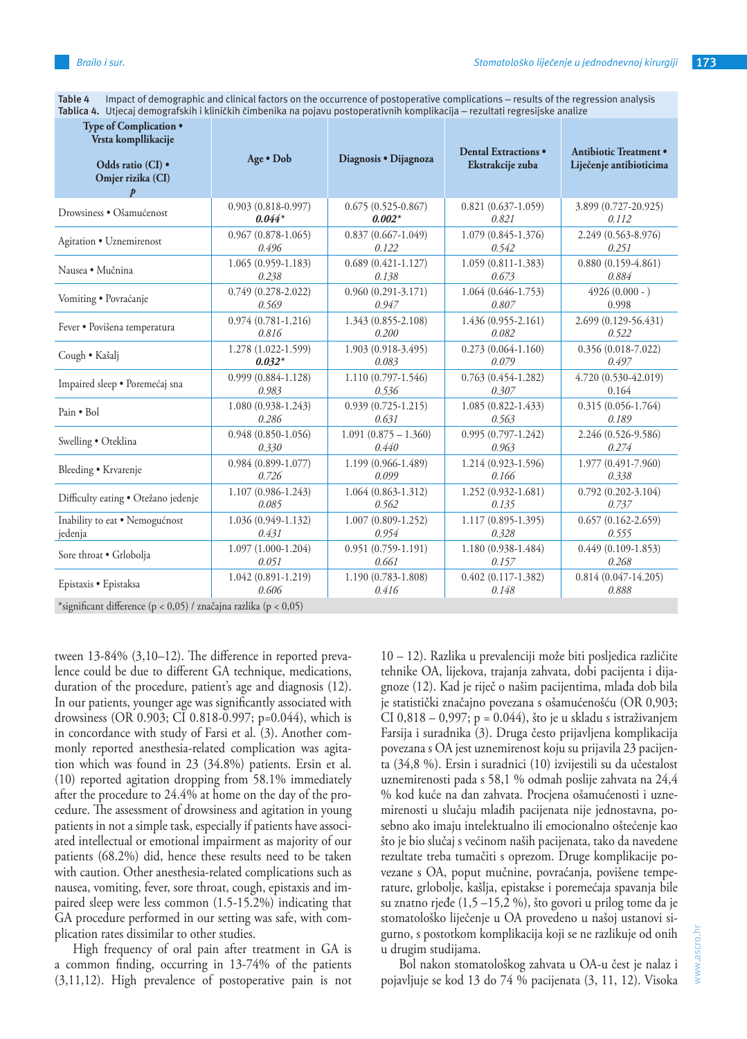Table 4 Impact of demographic and clinical factors on the occurrence of postoperative complications – results of the regression analysis
Tablica 4. Utjecaj demografskih i kliničkih čimbenika na pojavu postoperativnih komplikacija – rezultati regresijske analize

| Type of Complication • Vrsta kompllikacije<br>Odds ratio (CI) • Omjer rizika (CI)<br>*p* | Age • Dob | Diagnosis • Dijagnoza | Dental Extractions • Ekstrakcije zuba | Antibiotic Treatment • Liječenje antibioticima |
|---|---|---|---|---|
| Drowsiness • Ošamućenost | 0.903 (0.818-0.997)<br>***0.044**** | 0.675 (0.525-0.867)<br>***0.002**** | 0.821 (0.637-1.059)<br>*0.821* | 3.899 (0.727-20.925)<br>*0.112* |
| Agitation • Uznemirenost | 0.967 (0.878-1.065)<br>*0.496* | 0.837 (0.667-1.049)<br>*0.122* | 1.079 (0.845-1.376)<br>*0.542* | 2.249 (0.563-8.976)<br>*0.251* |
| Nausea • Mučnina | 1.065 (0.959-1.183)<br>*0.238* | 0.689 (0.421-1.127)<br>*0.138* | 1.059 (0.811-1.383)<br>*0.673* | 0.880 (0.159-4.861)<br>*0.884* |
| Vomiting • Povraćanje | 0.749 (0.278-2.022)<br>*0.569* | 0.960 (0.291-3.171)<br>*0.947* | 1.064 (0.646-1.753)<br>*0.807* | 4926 (0.000 - )<br>0.998 |
| Fever • Povišena temperatura | 0.974 (0.781-1.216)<br>*0.816* | 1.343 (0.855-2.108)<br>*0.200* | 1.436 (0.955-2.161)<br>*0.082* | 2.699 (0.129-56.431)<br>*0.522* |
| Cough • Kašalj | 1.278 (1.022-1.599)<br>***0.032**** | 1.903 (0.918-3.495)<br>*0.083* | 0.273 (0.064-1.160)<br>*0.079* | 0.356 (0.018-7.022)<br>*0.497* |
| Impaired sleep • Poremećaj sna | 0.999 (0.884-1.128)<br>*0.983* | 1.110 (0.797-1.546)<br>*0.536* | 0.763 (0.454-1.282)<br>*0.307* | 4.720 (0.530-42.019)<br>0.164 |
| Pain • Bol | 1.080 (0.938-1.243)<br>*0.286* | 0.939 (0.725-1.215)<br>*0.631* | 1.085 (0.822-1.433)<br>*0.563* | 0.315 (0.056-1.764)<br>*0.189* |
| Swelling • Oteklina | 0.948 (0.850-1.056)<br>*0.330* | 1.091 (0.875 – 1.360)<br>*0.440* | 0.995 (0.797-1.242)<br>*0.963* | 2.246 (0.526-9.586)<br>*0.274* |
| Bleeding • Krvarenje | 0.984 (0.899-1.077)<br>*0.726* | 1.199 (0.966-1.489)<br>*0.099* | 1.214 (0.923-1.596)<br>*0.166* | 1.977 (0.491-7.960)<br>*0.338* |
| Difficulty eating • Otežano jedenje | 1.107 (0.986-1.243)<br>*0.085* | 1.064 (0.863-1.312)<br>*0.562* | 1.252 (0.932-1.681)<br>*0.135* | 0.792 (0.202-3.104)<br>*0.737* |
| Inability to eat • Nemogućnost jedenja | 1.036 (0.949-1.132)<br>*0.431* | 1.007 (0.809-1.252)<br>*0.954* | 1.117 (0.895-1.395)<br>*0.328* | 0.657 (0.162-2.659)<br>*0.555* |
| Sore throat • Grlobolja | 1.097 (1.000-1.204)<br>*0.051* | 0.951 (0.759-1.191)<br>*0.661* | 1.180 (0.938-1.484)<br>*0.157* | 0.449 (0.109-1.853)<br>*0.268* |
| Epistaxis • Epistaksa | 1.042 (0.891-1.219)<br>*0.606* | 1.190 (0.783-1.808)<br>*0.416* | 0.402 (0.117-1.382)<br>*0.148* | 0.814 (0.047-14.205)<br>*0.888* |

*significant difference (p < 0,05) / značajna razlika (p < 0,05)

tween 13-84% (3,10–12). The difference in reported prevalence could be due to different GA technique, medications, duration of the procedure, patient's age and diagnosis (12). In our patients, younger age was significantly associated with drowsiness (OR 0.903; CI 0.818-0.997; p=0.044), which is in concordance with study of Farsi et al. (3). Another commonly reported anesthesia-related complication was agitation which was found in 23 (34.8%) patients. Ersin et al. (10) reported agitation dropping from 58.1% immediately after the procedure to 24.4% at home on the day of the procedure. The assessment of drowsiness and agitation in young patients in not a simple task, especially if patients have associated intellectual or emotional impairment as majority of our patients (68.2%) did, hence these results need to be taken with caution. Other anesthesia-related complications such as nausea, vomiting, fever, sore throat, cough, epistaxis and impaired sleep were less common (1.5-15.2%) indicating that GA procedure performed in our setting was safe, with complication rates dissimilar to other studies.

High frequency of oral pain after treatment in GA is a common finding, occurring in 13-74% of the patients (3,11,12). High prevalence of postoperative pain is not

10 – 12). Razlika u prevalenciji može biti posljedica različite tehnike OA, lijekova, trajanja zahvata, dobi pacijenta i dijagnoze (12). Kad je riječ o našim pacijentima, mlađa dob bila je statistički značajno povezana s ošamućenošću (OR 0,903; CI 0,818 – 0,997; p = 0.044), što je u skladu s istraživanjem Farsija i suradnika (3). Druga često prijavljena komplikacija povezana s OA jest uznemirenost koju su prijavila 23 pacijenta (34,8 %). Ersin i suradnici (10) izvijestili su da učestalost uznemirenosti pada s 58,1 % odmah poslije zahvata na 24,4 % kod kuće na dan zahvata. Procjena ošamućenosti i uznemirenosti u slučaju mlađih pacijenata nije jednostavna, posebno ako imaju intelektualno ili emocionalno oštećenje kao što je bio slučaj s većinom naših pacijenata, tako da navedene rezultate treba tumačiti s oprezom. Druge komplikacije povezane s OA, poput mučnine, povraćanja, povišene temperature, grlobolje, kašlja, epistakse i poremećaja spavanja bile su znatno rjeđe (1,5 –15,2 %), što govori u prilog tome da je stomatološko liječenje u OA provedeno u našoj ustanovi sigurno, s postotkom komplikacija koji se ne razlikuje od onih u drugim studijama.

Bol nakon stomatološkog zahvata u OA-u čest je nalaz i pojavljuje se kod 13 do 74 % pacijenata (3, 11, 12). Visoka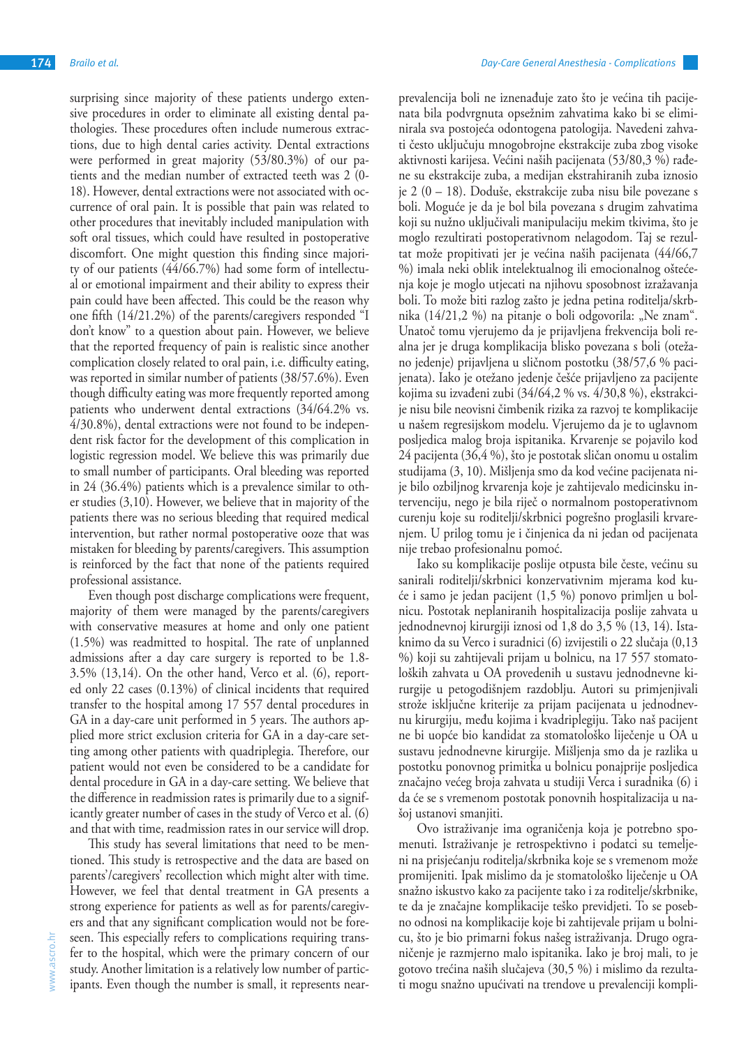surprising since majority of these patients undergo extensive procedures in order to eliminate all existing dental pathologies. These procedures often include numerous extractions, due to high dental caries activity. Dental extractions were performed in great majority (53/80.3%) of our patients and the median number of extracted teeth was 2 (0-18). However, dental extractions were not associated with occurrence of oral pain. It is possible that pain was related to other procedures that inevitably included manipulation with soft oral tissues, which could have resulted in postoperative discomfort. One might question this finding since majority of our patients (44/66.7%) had some form of intellectual or emotional impairment and their ability to express their pain could have been affected. This could be the reason why one fifth (14/21.2%) of the parents/caregivers responded "I don't know" to a question about pain. However, we believe that the reported frequency of pain is realistic since another complication closely related to oral pain, i.e. difficulty eating, was reported in similar number of patients (38/57.6%). Even though difficulty eating was more frequently reported among patients who underwent dental extractions (34/64.2% vs. 4/30.8%), dental extractions were not found to be independent risk factor for the development of this complication in logistic regression model. We believe this was primarily due to small number of participants. Oral bleeding was reported in 24 (36.4%) patients which is a prevalence similar to other studies (3,10). However, we believe that in majority of the patients there was no serious bleeding that required medical intervention, but rather normal postoperative ooze that was mistaken for bleeding by parents/caregivers. This assumption is reinforced by the fact that none of the patients required professional assistance.

Even though post discharge complications were frequent, majority of them were managed by the parents/caregivers with conservative measures at home and only one patient (1.5%) was readmitted to hospital. The rate of unplanned admissions after a day care surgery is reported to be 1.8-3.5% (13,14). On the other hand, Verco et al. (6), reported only 22 cases (0.13%) of clinical incidents that required transfer to the hospital among 17 557 dental procedures in GA in a day-care unit performed in 5 years. The authors applied more strict exclusion criteria for GA in a day-care setting among other patients with quadriplegia. Therefore, our patient would not even be considered to be a candidate for dental procedure in GA in a day-care setting. We believe that the difference in readmission rates is primarily due to a significantly greater number of cases in the study of Verco et al. (6) and that with time, readmission rates in our service will drop.

This study has several limitations that need to be mentioned. This study is retrospective and the data are based on parents'/caregivers' recollection which might alter with time. However, we feel that dental treatment in GA presents a strong experience for patients as well as for parents/caregivers and that any significant complication would not be foreseen. This especially refers to complications requiring transfer to the hospital, which were the primary concern of our study. Another limitation is a relatively low number of participants. Even though the number is small, it represents near-

prevalencija boli ne iznenađuje zato što je većina tih pacijenata bila podvrgnuta opsežnim zahvatima kako bi se eliminirala sva postojeća odontogena patologija. Navedeni zahvati često uključuju mnogobrojne ekstrakcije zuba zbog visoke aktivnosti karijesa. Većini naših pacijenata (53/80,3 %) rađene su ekstrakcije zuba, a medijan ekstrahiranih zuba iznosio je 2 (0 – 18). Doduše, ekstrakcije zuba nisu bile povezane s boli. Moguće je da je bol bila povezana s drugim zahvatima koji su nužno uključivali manipulaciju mekim tkivima, što je moglo rezultirati postoperativnom nelagodom. Taj se rezultat može propitivati jer je većina naših pacijenata (44/66,7 %) imala neki oblik intelektualnog ili emocionalnog oštećenja koje je moglo utjecati na njihovu sposobnost izražavanja boli. To može biti razlog zašto je jedna petina roditelja/skrbnika (14/21,2 %) na pitanje o boli odgovorila: „Ne znam". Unatoč tomu vjerujemo da je prijavljena frekvencija boli realna jer je druga komplikacija blisko povezana s boli (otežano jedenje) prijavljena u sličnom postotku (38/57,6 % pacijenata). Iako je otežano jedenje češće prijavljeno za pacijente kojima su izvađeni zubi (34/64,2 % vs. 4/30,8 %), ekstrakcije nisu bile neovisni čimbenik rizika za razvoj te komplikacije u našem regresijskom modelu. Vjerujemo da je to uglavnom posljedica malog broja ispitanika. Krvarenje se pojavilo kod 24 pacijenta (36,4 %), što je postotak sličan onomu u ostalim studijama (3, 10). Mišljenja smo da kod većine pacijenata nije bilo ozbiljnog krvarenja koje je zahtijevalo medicinsku intervenciju, nego je bila riječ o normalnom postoperativnom curenju koje su roditelji/skrbnici pogrešno proglasili krvarenjem. U prilog tomu je i činjenica da ni jedan od pacijenata nije trebao profesionalnu pomoć.

Iako su komplikacije poslije otpusta bile česte, većinu su sanirali roditelji/skrbnici konzervativnim mjerama kod kuće i samo je jedan pacijent (1,5 %) ponovo primljen u bolnicu. Postotak neplaniranih hospitalizacija poslije zahvata u jednodnevnoj kirurgiji iznosi od 1,8 do 3,5 % (13, 14). Istaknimo da su Verco i suradnici (6) izvijestili o 22 slučaja (0,13 %) koji su zahtijevali prijam u bolnicu, na 17 557 stomatoloških zahvata u OA provedenih u sustavu jednodnevne kirurgije u petogodišnjem razdoblju. Autori su primjenjivali strože isključne kriterije za prijam pacijenata u jednodnevnu kirurgiju, među kojima i kvadriplegiju. Tako naš pacijent ne bi uopće bio kandidat za stomatološko liječenje u OA u sustavu jednodnevne kirurgije. Mišljenja smo da je razlika u postotku ponovnog primitka u bolnicu ponajprije posljedica značajno većeg broja zahvata u studiji Verca i suradnika (6) i da će se s vremenom postotak ponovnih hospitalizacija u našoj ustanovi smanjiti.

Ovo istraživanje ima ograničenja koja je potrebno spomenuti. Istraživanje je retrospektivno i podatci su temeljeni na prisjećanju roditelja/skrbnika koje se s vremenom može promijeniti. Ipak mislimo da je stomatološko liječenje u OA snažno iskustvo kako za pacijente tako i za roditelje/skrbnike, te da je značajne komplikacije teško previdjeti. To se posebno odnosi na komplikacije koje bi zahtijevale prijam u bolnicu, što je bio primarni fokus našeg istraživanja. Drugo ograničenje je razmjerno malo ispitanika. Iako je broj mali, to je gotovo trećina naših slučajeva (30,5 %) i mislimo da rezultati mogu snažno upućivati na trendove u prevalenciji kompli-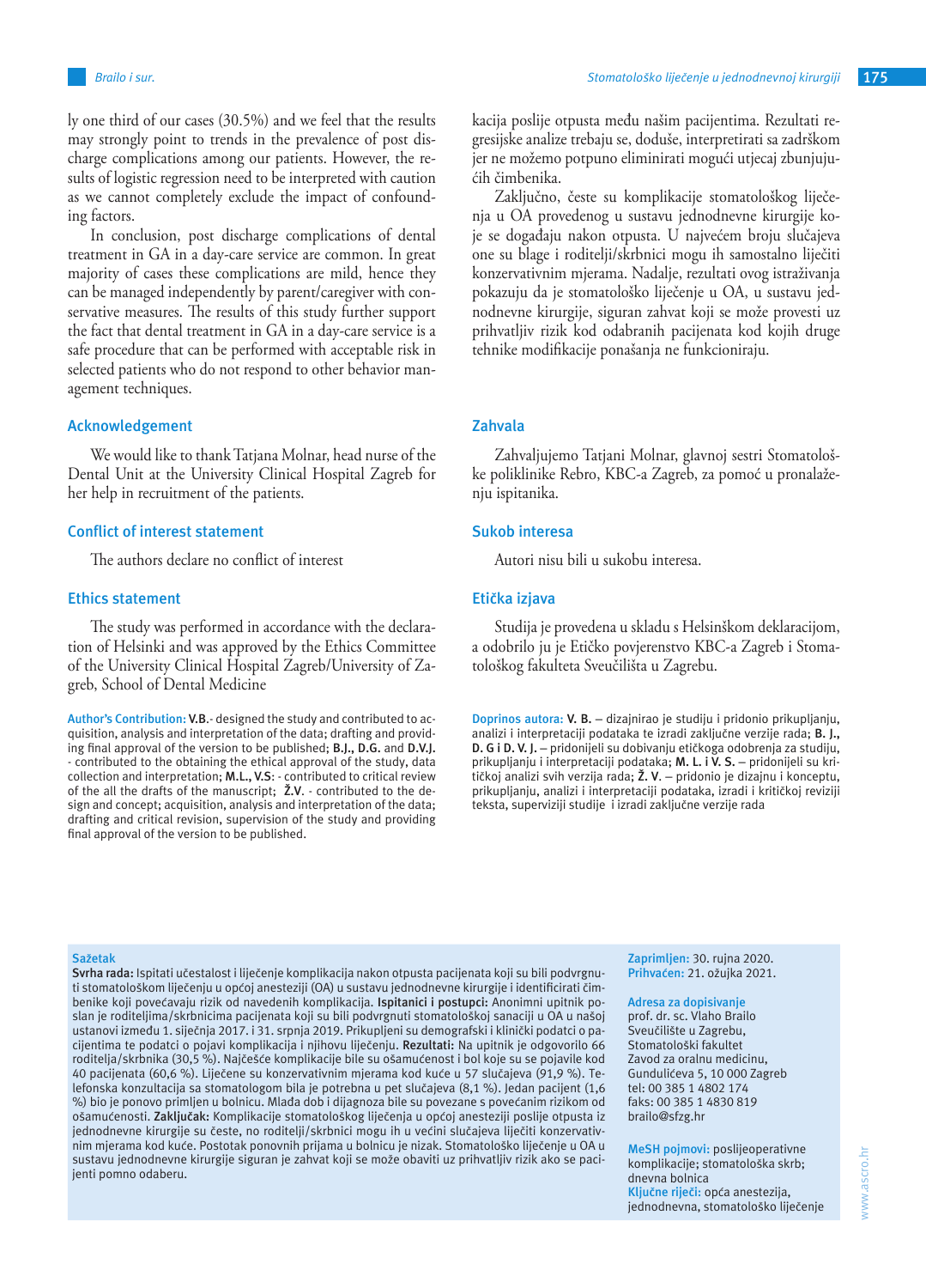ly one third of our cases (30.5%) and we feel that the results may strongly point to trends in the prevalence of post discharge complications among our patients. However, the results of logistic regression need to be interpreted with caution as we cannot completely exclude the impact of confounding factors.

In conclusion, post discharge complications of dental treatment in GA in a day-care service are common. In great majority of cases these complications are mild, hence they can be managed independently by parent/caregiver with conservative measures. The results of this study further support the fact that dental treatment in GA in a day-care service is a safe procedure that can be performed with acceptable risk in selected patients who do not respond to other behavior management techniques.

## Acknowledgement

We would like to thank Tatjana Molnar, head nurse of the Dental Unit at the University Clinical Hospital Zagreb for her help in recruitment of the patients.

## Conflict of interest statement

The authors declare no conflict of interest

## Ethics statement

The study was performed in accordance with the declaration of Helsinki and was approved by the Ethics Committee of the University Clinical Hospital Zagreb/University of Zagreb, School of Dental Medicine

**Author's Contribution:** **V.B.**- designed the study and contributed to acquisition, analysis and interpretation of the data; drafting and providing final approval of the version to be published; **B.J., D.G.** and **D.V.J.** - contributed to the obtaining the ethical approval of the study, data collection and interpretation; **M.L., V.S**: - contributed to critical review of the all the drafts of the manuscript; **Ž.V.** - contributed to the design and concept; acquisition, analysis and interpretation of the data; drafting and critical revision, supervision of the study and providing final approval of the version to be published.

kacija poslije otpusta među našim pacijentima. Rezultati regresijske analize trebaju se, doduše, interpretirati sa zadrškom jer ne možemo potpuno eliminirati mogući utjecaj zbunjujućih čimbenika.

Zaključno, česte su komplikacije stomatološkog liječenja u OA provedenog u sustavu jednodnevne kirurgije koje se događaju nakon otpusta. U najvećem broju slučajeva one su blage i roditelji/skrbnici mogu ih samostalno liječiti konzervativnim mjerama. Nadalje, rezultati ovog istraživanja pokazuju da je stomatološko liječenje u OA, u sustavu jednodnevne kirurgije, siguran zahvat koji se može provesti uz prihvatljiv rizik kod odabranih pacijenata kod kojih druge tehnike modifikacije ponašanja ne funkcioniraju.

## Zahvala

Zahvaljujemo Tatjani Molnar, glavnoj sestri Stomatološke poliklinike Rebro, KBC-a Zagreb, za pomoć u pronalaženju ispitanika.

## Sukob interesa

Autori nisu bili u sukobu interesa.

## Etička izjava

Studija je provedena u skladu s Helsinškom deklaracijom, a odobrilo ju je Etičko povjerenstvo KBC-a Zagreb i Stomatološkog fakulteta Sveučilišta u Zagrebu.

**Doprinos autora:** **V. B.** – dizajnirao je studiju i pridonio prikupljanju, analizi i interpretaciji podataka te izradi zaključne verzije rada; **B. J., D. G i D. V. J.** – pridonijeli su dobivanju etičkoga odobrenja za studiju, prikupljanju i interpretaciji podataka; **M. L. i V. S.** – pridonijeli su kritičkoj analizi svih verzija rada; **Ž. V.** – pridonio je dizajnu i konceptu, prikupljanju, analizi i interpretaciji podataka, izradi i kritičkoj reviziji teksta, superviziji studije i izradi zaključne verzije rada

**Sažetak**

**Svrha rada:** Ispitati učestalost i liječenje komplikacija nakon otpusta pacijenata koji su bili podvrgnuti stomatološkom liječenju u općoj anesteziji (OA) u sustavu jednodnevne kirurgije i identificirati čimbenike koji povećavaju rizik od navedenih komplikacija. **Ispitanici i postupci:** Anonimni upitnik poslan je roditeljima/skrbnicima pacijenata koji su bili podvrgnuti stomatološkoj sanaciji u OA u našoj ustanovi između 1. siječnja 2017. i 31. srpnja 2019. Prikupljeni su demografski i klinički podatci o pacijentima te podatci o pojavi komplikacija i njihovu liječenju. **Rezultati:** Na upitnik je odgovorilo 66 roditelja/skrbnika (30,5 %). Najčešće komplikacije bile su ošamućenost i bol koje su se pojavile kod 40 pacijenata (60,6 %). Liječene su konzervativnim mjerama kod kuće u 57 slučajeva (91,9 %). Telefonska konzultacija sa stomatologom bila je potrebna u pet slučajeva (8,1 %). Jedan pacijent (1,6 %) bio je ponovo primljen u bolnicu. Mlađa dob i dijagnoza bile su povezane s povećanim rizikom od ošamućenosti. **Zaključak:** Komplikacije stomatološkog liječenja u općoj anesteziji poslije otpusta iz jednodnevne kirurgije su česte, no roditelji/skrbnici mogu ih u većini slučajeva liječiti konzervativnim mjerama kod kuće. Postotak ponovnih prijama u bolnicu je nizak. Stomatološko liječenje u OA u sustavu jednodnevne kirurgije siguran je zahvat koji se može obaviti uz prihvatljiv rizik ako se pacijenti pomno odaberu.

**Zaprimljen:** 30. rujna 2020.
**Prihvaćen:** 21. ožujka 2021.

**Adresa za dopisivanje**
prof. dr. sc. Vlaho Brailo
Sveučilište u Zagrebu,
Stomatološki fakultet
Zavod za oralnu medicinu,
Gundulićeva 5, 10 000 Zagreb
tel: 00 385 1 4802 174
faks: 00 385 1 4830 819
brailo@sfzg.hr

**MeSH pojmovi:** poslijeoperativne komplikacije; stomatološka skrb; dnevna bolnica
**Ključne riječi:** opća anestezija, jednodnevna, stomatološko liječenje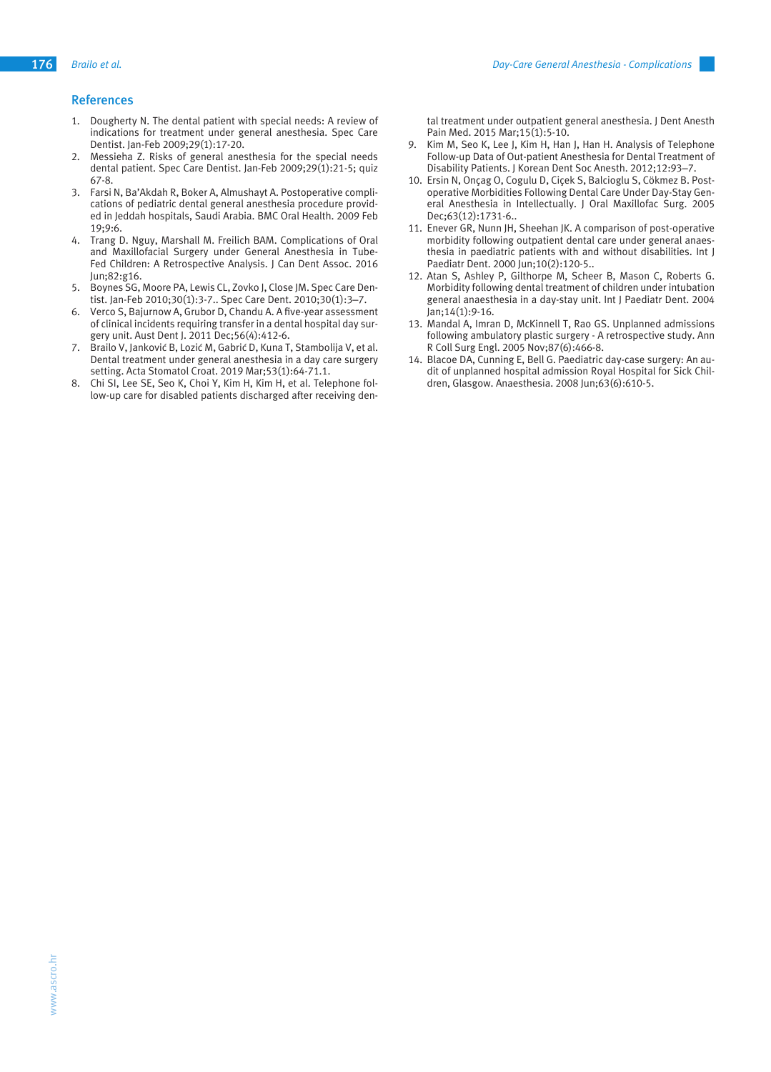## References

1. Dougherty N. The dental patient with special needs: A review of indications for treatment under general anesthesia. Spec Care Dentist. Jan-Feb 2009;29(1):17-20.
2. Messieha Z. Risks of general anesthesia for the special needs dental patient. Spec Care Dentist. Jan-Feb 2009;29(1):21-5; quiz 67-8.
3. Farsi N, Ba'Akdah R, Boker A, Almushayt A. Postoperative complications of pediatric dental general anesthesia procedure provided in Jeddah hospitals, Saudi Arabia. BMC Oral Health. 2009 Feb 19;9:6.
4. Trang D. Nguy, Marshall M. Freilich BAM. Complications of Oral and Maxillofacial Surgery under General Anesthesia in Tube-Fed Children: A Retrospective Analysis. J Can Dent Assoc. 2016 Jun;82:g16.
5. Boynes SG, Moore PA, Lewis CL, Zovko J, Close JM. Spec Care Dentist. Jan-Feb 2010;30(1):3-7.. Spec Care Dent. 2010;30(1):3–7.
6. Verco S, Bajurnow A, Grubor D, Chandu A. A five-year assessment of clinical incidents requiring transfer in a dental hospital day surgery unit. Aust Dent J. 2011 Dec;56(4):412-6.
7. Brailo V, Janković B, Lozić M, Gabrić D, Kuna T, Stambolija V, et al. Dental treatment under general anesthesia in a day care surgery setting. Acta Stomatol Croat. 2019 Mar;53(1):64-71.1.
8. Chi SI, Lee SE, Seo K, Choi Y, Kim H, Kim H, et al. Telephone follow-up care for disabled patients discharged after receiving dental treatment under outpatient general anesthesia. J Dent Anesth Pain Med. 2015 Mar;15(1):5-10.
9. Kim M, Seo K, Lee J, Kim H, Han J, Han H. Analysis of Telephone Follow-up Data of Out-patient Anesthesia for Dental Treatment of Disability Patients. J Korean Dent Soc Anesth. 2012;12:93–7.
10. Ersin N, Onçag O, Cogulu D, Ciçek S, Balcioglu S, Cökmez B. Postoperative Morbidities Following Dental Care Under Day-Stay General Anesthesia in Intellectually. J Oral Maxillofac Surg. 2005 Dec;63(12):1731-6..
11. Enever GR, Nunn JH, Sheehan JK. A comparison of post-operative morbidity following outpatient dental care under general anaesthesia in paediatric patients with and without disabilities. Int J Paediatr Dent. 2000 Jun;10(2):120-5..
12. Atan S, Ashley P, Gilthorpe M, Scheer B, Mason C, Roberts G. Morbidity following dental treatment of children under intubation general anaesthesia in a day-stay unit. Int J Paediatr Dent. 2004 Jan;14(1):9-16.
13. Mandal A, Imran D, McKinnell T, Rao GS. Unplanned admissions following ambulatory plastic surgery - A retrospective study. Ann R Coll Surg Engl. 2005 Nov;87(6):466-8.
14. Blacoe DA, Cunning E, Bell G. Paediatric day-case surgery: An audit of unplanned hospital admission Royal Hospital for Sick Children, Glasgow. Anaesthesia. 2008 Jun;63(6):610-5.